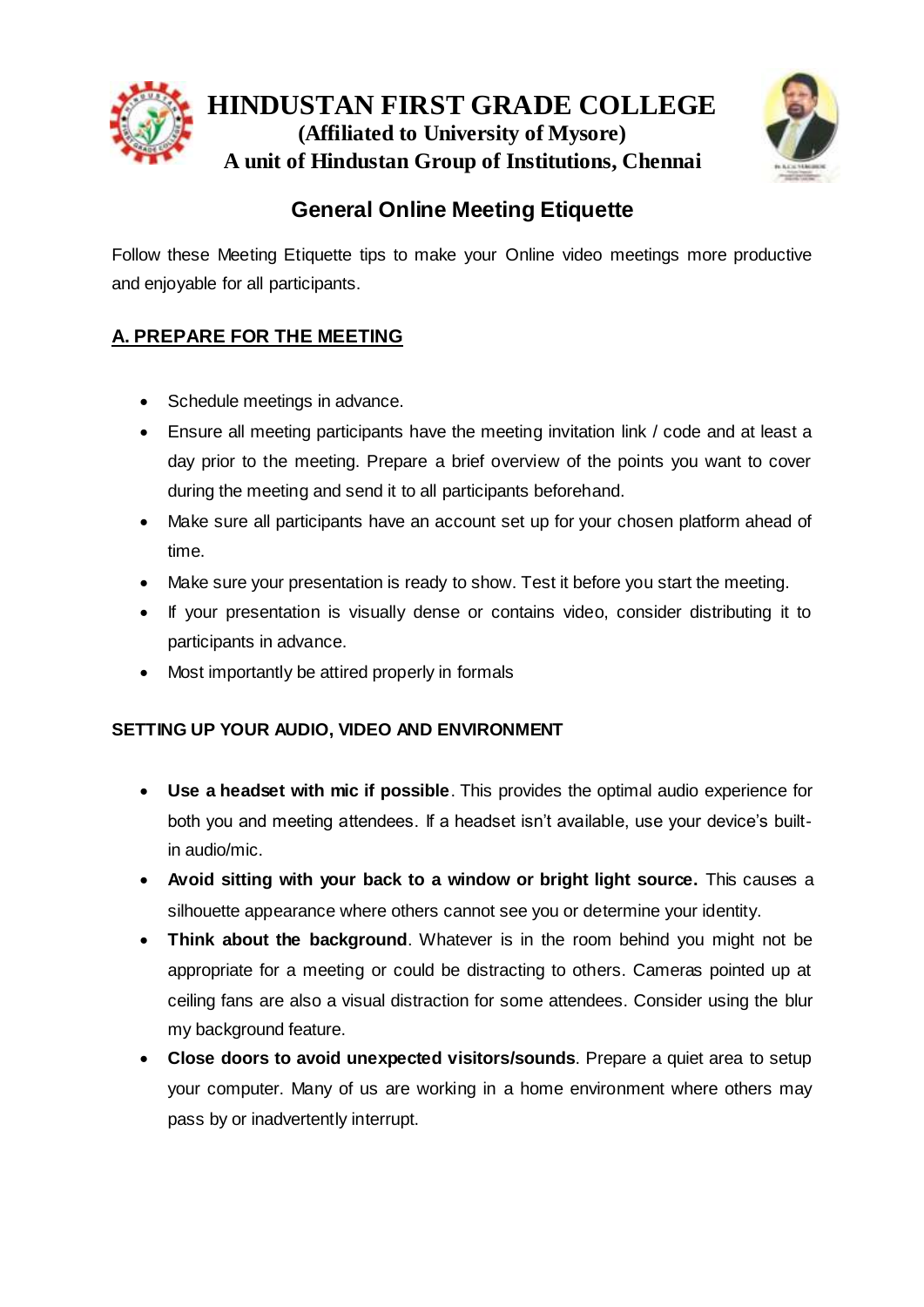# HINDUSTAN FIRST GRADE COLLEGE

**(Affiliated to University of Mysore)**

**A unit of Hindustan Group of Institutions, Chennai**

## General Online Meeting Etiquette

Follow these Meeting Etiquette tips to make your Online video meetings more productive and enjoyable for all participants.

### A. PREPARE FOR THE MEETING

- Schedule meetings in advance.
- Ensure all meeting participants have the meeting invitation link / code and at least a day prior to the meeting. Prepare a brief overview of the points you want to cover during the meeting and send it to all participants beforehand.
- Make sure all participants have an account set up for your chosen platform ahead of time.
- Make sure your presentation is ready to show. Test it before you start the meeting.
- If your presentation is visually dense or contains video, consider distributing it to participants in advance.
- Most importantly be attired properly in formals

### SETTING UP YOUR AUDIO, VIDEO AND ENVIRONMENT

- **Use a headset with mic if possible**. This provides the optimal audio experience for both you and meeting attendees. If a headset isn't available, use your device's built-in audio/mic.
- **Avoid sitting with your back to a window or bright light source.** This causes a silhouette appearance where others cannot see you or determine your identity.
- **Think about the background**. Whatever is in the room behind you might not be appropriate for a meeting or could be distracting to others. Cameras pointed up at ceiling fans are also a visual distraction for some attendees. Consider using the blur my background feature.
- **Close doors to avoid unexpected visitors/sounds**. Prepare a quiet area to setup your computer. Many of us are working in a home environment where others may pass by or inadvertently interrupt.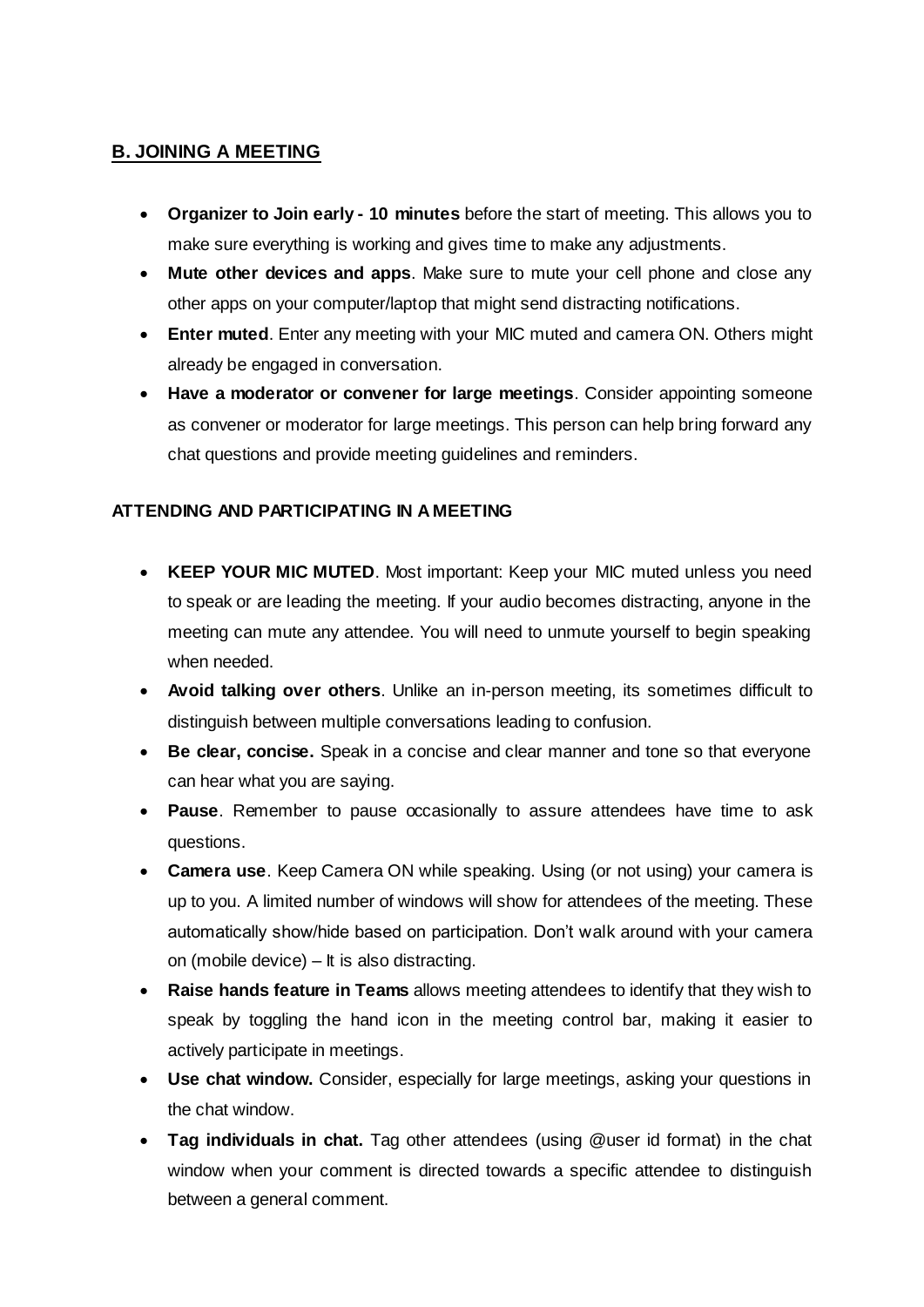## **B. JOINING A MEETING**

- **Organizer to Join early - 10 minutes** before the start of meeting. This allows you to make sure everything is working and gives time to make any adjustments.
- **Mute other devices and apps**. Make sure to mute your cell phone and close any other apps on your computer/laptop that might send distracting notifications.
- **Enter muted**. Enter any meeting with your MIC muted and camera ON. Others might already be engaged in conversation.
- **Have a moderator or convener for large meetings**. Consider appointing someone as convener or moderator for large meetings. This person can help bring forward any chat questions and provide meeting guidelines and reminders.

### **ATTENDING AND PARTICIPATING IN A MEETING**

- **KEEP YOUR MIC MUTED**. Most important: Keep your MIC muted unless you need to speak or are leading the meeting. If your audio becomes distracting, anyone in the meeting can mute any attendee. You will need to unmute yourself to begin speaking when needed.
- **Avoid talking over others**. Unlike an in-person meeting, its sometimes difficult to distinguish between multiple conversations leading to confusion.
- **Be clear, concise.** Speak in a concise and clear manner and tone so that everyone can hear what you are saying.
- **Pause**. Remember to pause occasionally to assure attendees have time to ask questions.
- **Camera use**. Keep Camera ON while speaking. Using (or not using) your camera is up to you. A limited number of windows will show for attendees of the meeting. These automatically show/hide based on participation. Don't walk around with your camera on (mobile device) – It is also distracting.
- **Raise hands feature in Teams** allows meeting attendees to identify that they wish to speak by toggling the hand icon in the meeting control bar, making it easier to actively participate in meetings.
- **Use chat window.** Consider, especially for large meetings, asking your questions in the chat window.
- **Tag individuals in chat.** Tag other attendees (using @user id format) in the chat window when your comment is directed towards a specific attendee to distinguish between a general comment.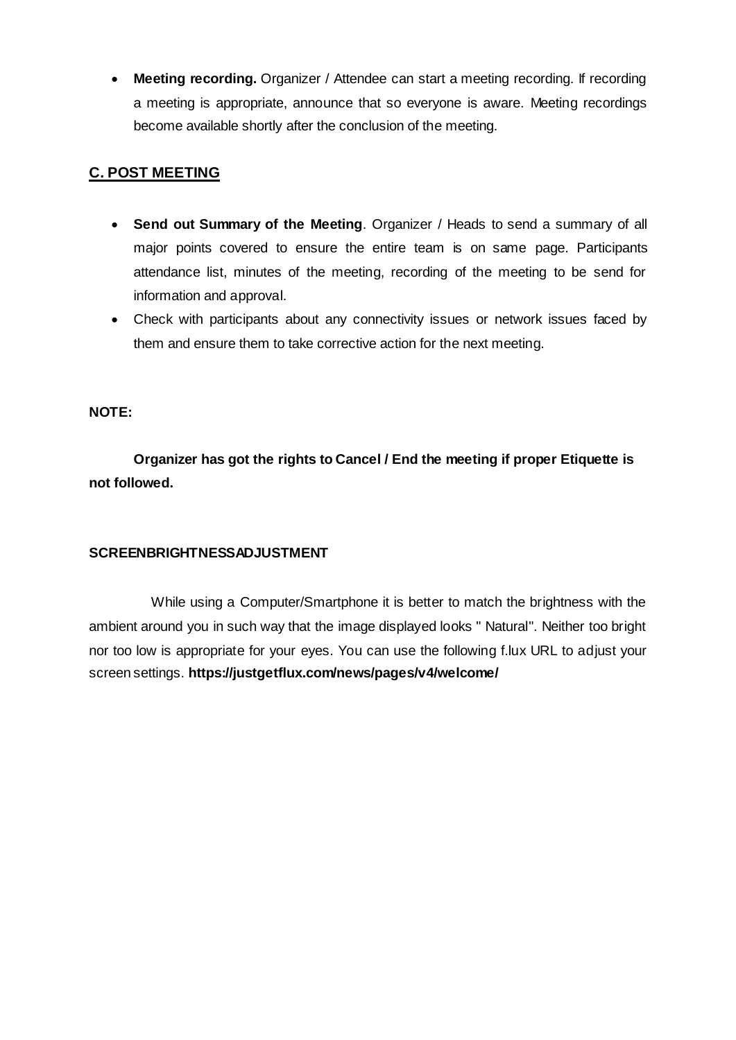- **Meeting recording.** Organizer / Attendee can start a meeting recording. If recording a meeting is appropriate, announce that so everyone is aware. Meeting recordings become available shortly after the conclusion of the meeting.

## C. POST MEETING

- **Send out Summary of the Meeting**. Organizer / Heads to send a summary of all major points covered to ensure the entire team is on same page. Participants attendance list, minutes of the meeting, recording of the meeting to be send for information and approval.
- Check with participants about any connectivity issues or network issues faced by them and ensure them to take corrective action for the next meeting.

**NOTE:**

**Organizer has got the rights to Cancel / End the meeting if proper Etiquette is not followed.**

**SCREENBRIGHTNESSADJUSTMENT**

While using a Computer/Smartphone it is better to match the brightness with the ambient around you in such way that the image displayed looks " Natural". Neither too bright nor too low is appropriate for your eyes. You can use the following f.lux URL to adjust your screen settings. **https://justgetflux.com/news/pages/v4/welcome/**